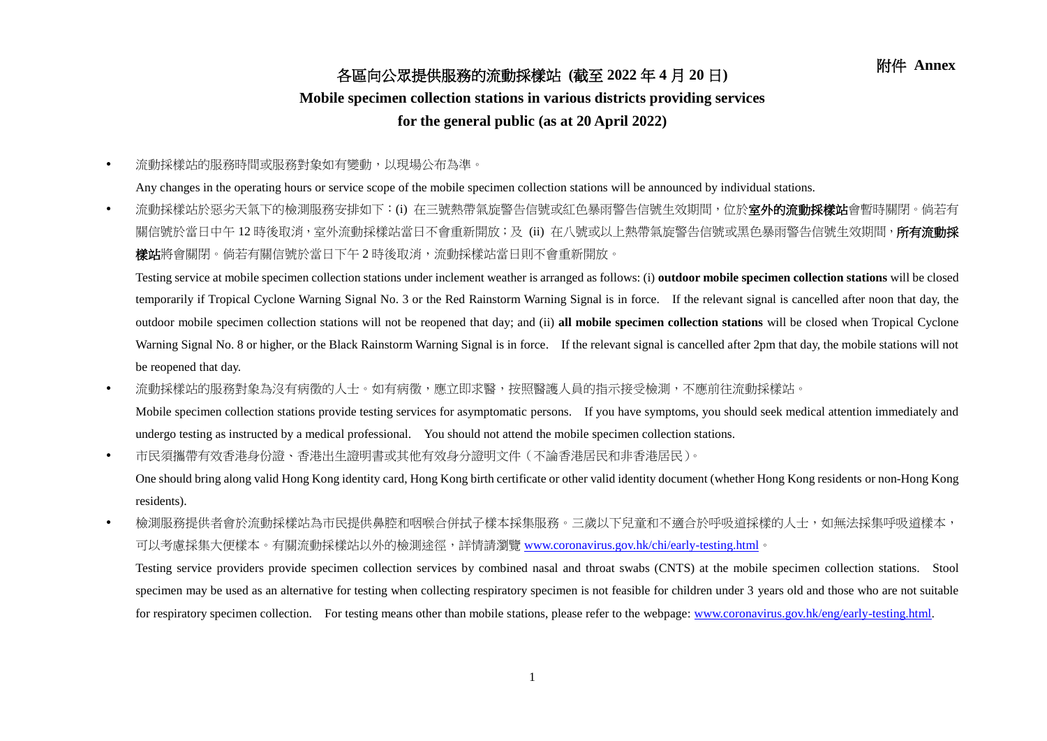附件 **Annex**

# 各區向公眾提供服務的流動採樣站 (截至 2022 年 4 月 20 日)

# Mobile specimen collection stations in various districts providing services for the general public (as at 20 April 2022)

- 流動採樣站的服務時間或服務對象如有變動，以現場公布為準。

  Any changes in the operating hours or service scope of the mobile specimen collection stations will be announced by individual stations.

- 流動採樣站於惡劣天氣下的檢測服務安排如下：(i) 在三號熱帶氣旋警告信號或紅色暴雨警告信號生效期間，位於**室外的流動採樣站**會暫時關閉。倘若有關信號於當日中午 12 時後取消，室外流動採樣站當日不會重新開放；及 (ii) 在八號或以上熱帶氣旋警告信號或黑色暴雨警告信號生效期間，**所有流動採樣站**將會關閉。倘若有關信號於當日下午 2 時後取消，流動採樣站當日則不會重新開放。

  Testing service at mobile specimen collection stations under inclement weather is arranged as follows: (i) **outdoor mobile specimen collection stations** will be closed temporarily if Tropical Cyclone Warning Signal No. 3 or the Red Rainstorm Warning Signal is in force. If the relevant signal is cancelled after noon that day, the outdoor mobile specimen collection stations will not be reopened that day; and (ii) **all mobile specimen collection stations** will be closed when Tropical Cyclone Warning Signal No. 8 or higher, or the Black Rainstorm Warning Signal is in force. If the relevant signal is cancelled after 2pm that day, the mobile stations will not be reopened that day.

- 流動採樣站的服務對象為沒有病徵的人士。如有病徵，應立即求醫，按照醫護人員的指示接受檢測，不應前往流動採樣站。

  Mobile specimen collection stations provide testing services for asymptomatic persons. If you have symptoms, you should seek medical attention immediately and undergo testing as instructed by a medical professional. You should not attend the mobile specimen collection stations.

- 市民須攜帶有效香港身份證、香港出生證明書或其他有效身分證明文件（不論香港居民和非香港居民）。

  One should bring along valid Hong Kong identity card, Hong Kong birth certificate or other valid identity document (whether Hong Kong residents or non-Hong Kong residents).

- 檢測服務提供者會於流動採樣站為市民提供鼻腔和咽喉合併拭子樣本採集服務。三歲以下兒童和不適合於呼吸道採樣的人士，如無法採集呼吸道樣本，可以考慮採集大便樣本。有關流動採樣站以外的檢測途徑，詳情請瀏覽 www.coronavirus.gov.hk/chi/early-testing.html。

  Testing service providers provide specimen collection services by combined nasal and throat swabs (CNTS) at the mobile specimen collection stations. Stool specimen may be used as an alternative for testing when collecting respiratory specimen is not feasible for children under 3 years old and those who are not suitable for respiratory specimen collection. For testing means other than mobile stations, please refer to the webpage: www.coronavirus.gov.hk/eng/early-testing.html.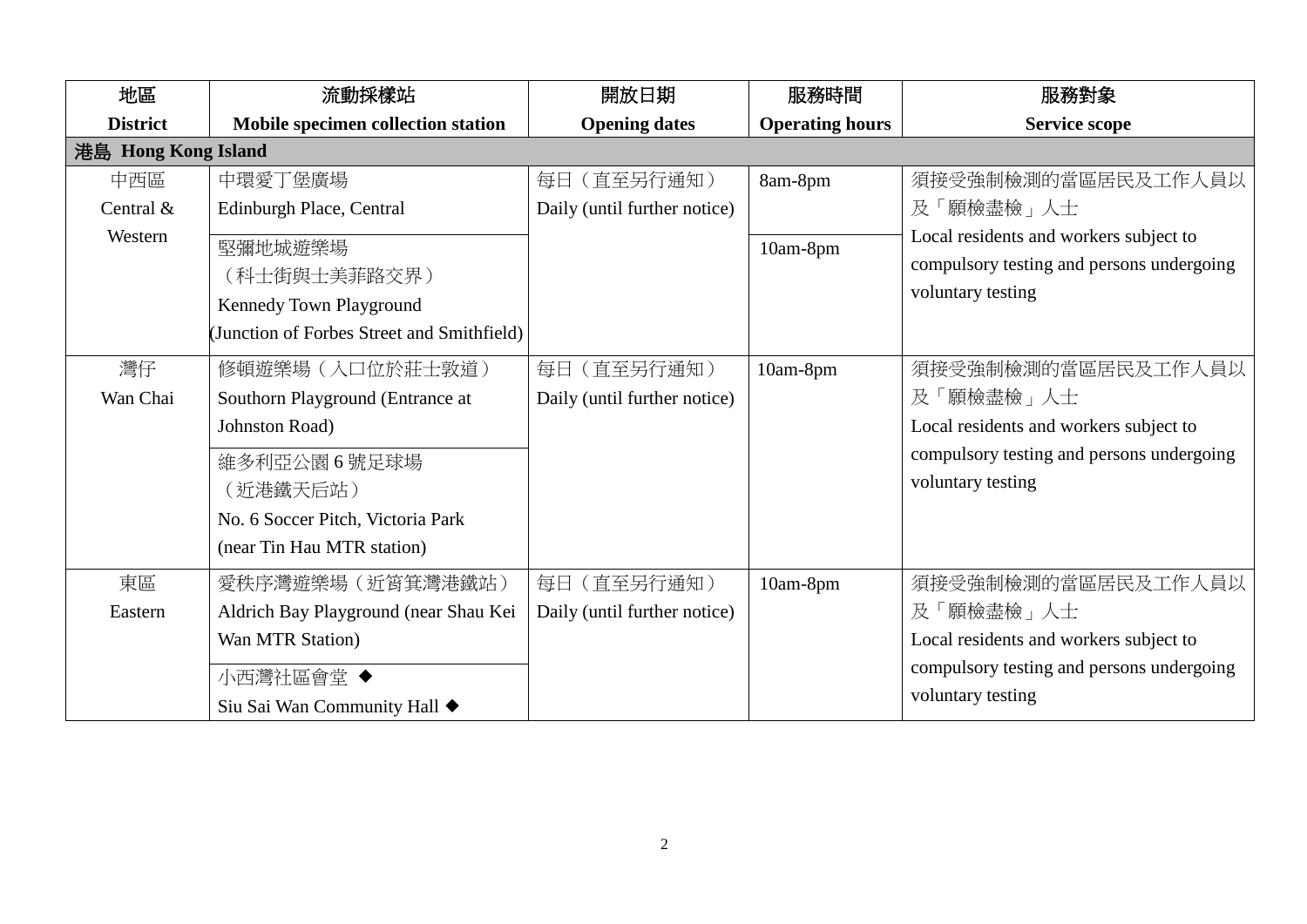| 地區<br>District | 流動採樣站<br>Mobile specimen collection station | 開放日期<br>Opening dates | 服務時間<br>Operating hours | 服務對象<br>Service scope |
|---|---|---|---|---|
| **港島 Hong Kong Island** | | | | |
| 中西區<br>Central & Western | 中環愛丁堡廣場<br>Edinburgh Place, Central | 每日（直至另行通知）<br>Daily (until further notice) | 8am-8pm | 須接受強制檢測的當區居民及工作人員以及「願檢盡檢」人士<br>Local residents and workers subject to compulsory testing and persons undergoing voluntary testing |
| | 堅彌地城遊樂場<br>（科士街與士美菲路交界）<br>Kennedy Town Playground<br>(Junction of Forbes Street and Smithfield) | | 10am-8pm | |
| 灣仔<br>Wan Chai | 修頓遊樂場（入口位於莊士敦道）<br>Southorn Playground (Entrance at Johnston Road) | 每日（直至另行通知）<br>Daily (until further notice) | 10am-8pm | 須接受強制檢測的當區居民及工作人員以及「願檢盡檢」人士<br>Local residents and workers subject to compulsory testing and persons undergoing voluntary testing |
| | 維多利亞公園 6 號足球場<br>（近港鐵天后站）<br>No. 6 Soccer Pitch, Victoria Park<br>(near Tin Hau MTR station) | | | |
| 東區<br>Eastern | 愛秩序灣遊樂場（近筲箕灣港鐵站）<br>Aldrich Bay Playground (near Shau Kei Wan MTR Station) | 每日（直至另行通知）<br>Daily (until further notice) | 10am-8pm | 須接受強制檢測的當區居民及工作人員以及「願檢盡檢」人士<br>Local residents and workers subject to compulsory testing and persons undergoing voluntary testing |
| | 小西灣社區會堂 ◆<br>Siu Sai Wan Community Hall ◆ | | | |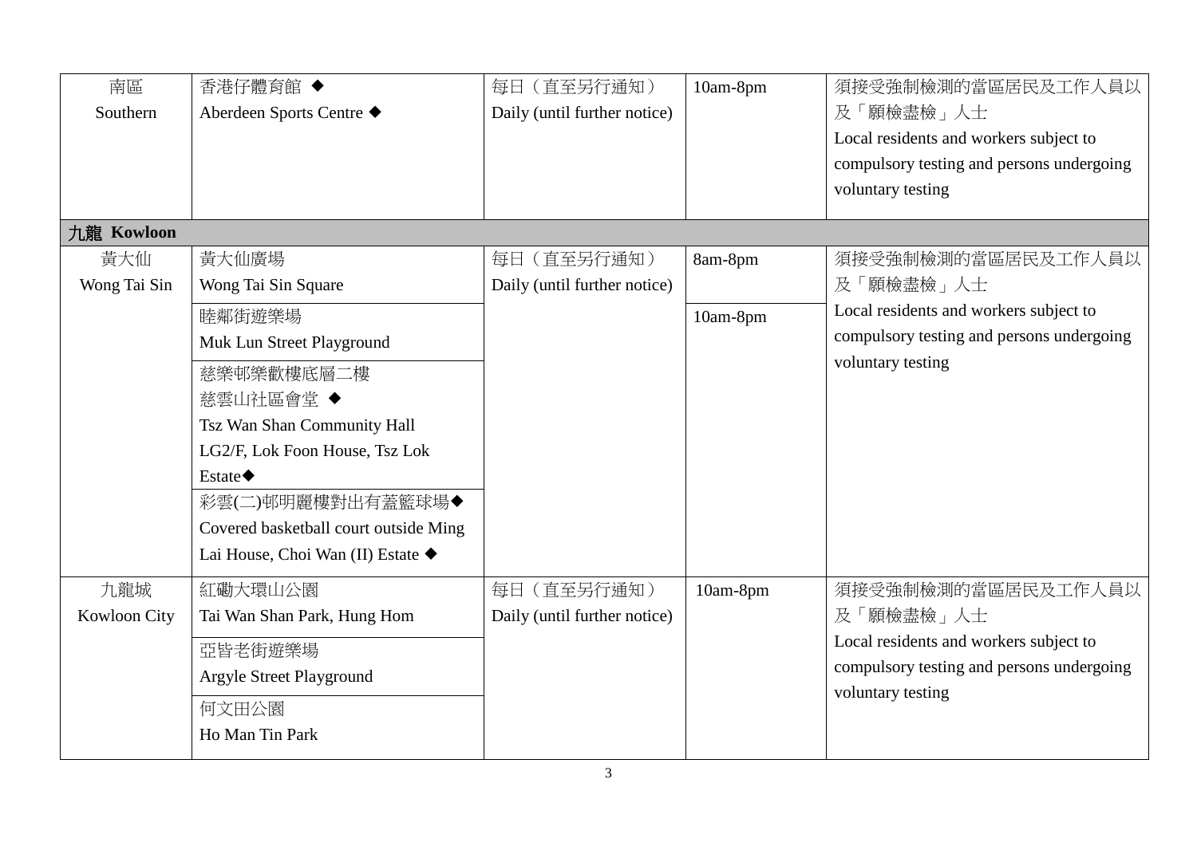| | | | | |
|---|---|---|---|---|
| 南區<br>Southern | 香港仔體育館 ◆<br>Aberdeen Sports Centre ◆ | 每日（直至另行通知）<br>Daily (until further notice) | 10am-8pm | 須接受強制檢測的當區居民及工作人員以及「願檢盡檢」人士<br>Local residents and workers subject to compulsory testing and persons undergoing voluntary testing |
| **九龍 Kowloon** | | | | |
| 黃大仙<br>Wong Tai Sin | 黃大仙廣場<br>Wong Tai Sin Square | 每日（直至另行通知）<br>Daily (until further notice) | 8am-8pm | 須接受強制檢測的當區居民及工作人員以及「願檢盡檢」人士<br>Local residents and workers subject to compulsory testing and persons undergoing voluntary testing |
| | 睦鄰街遊樂場<br>Muk Lun Street Playground | | 10am-8pm | |
| | 慈樂邨樂歡樓底層二樓<br>慈雲山社區會堂 ◆<br>Tsz Wan Shan Community Hall<br>LG2/F, Lok Foon House, Tsz Lok Estate◆ | | | |
| | 彩雲(二)邨明麗樓對出有蓋籃球場◆<br>Covered basketball court outside Ming Lai House, Choi Wan (II) Estate ◆ | | | |
| 九龍城<br>Kowloon City | 紅磡大環山公園<br>Tai Wan Shan Park, Hung Hom | 每日（直至另行通知）<br>Daily (until further notice) | 10am-8pm | 須接受強制檢測的當區居民及工作人員以及「願檢盡檢」人士<br>Local residents and workers subject to compulsory testing and persons undergoing voluntary testing |
| | 亞皆老街遊樂場<br>Argyle Street Playground | | | |
| | 何文田公園<br>Ho Man Tin Park | | | |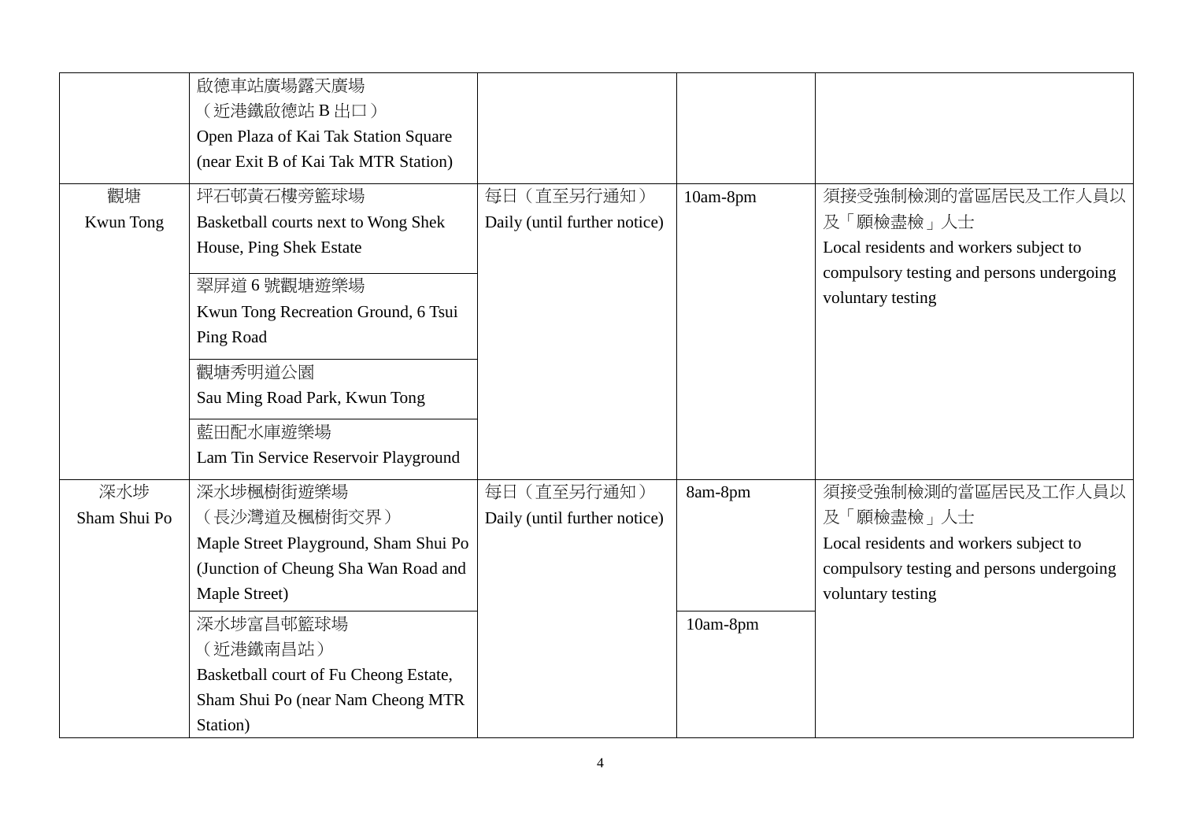| | | | | |
|---|---|---|---|---|
| | 啟德車站廣場露天廣場<br>（近港鐵啟德站 B 出口）<br>Open Plaza of Kai Tak Station Square (near Exit B of Kai Tak MTR Station) | | | |
| 觀塘<br>Kwun Tong | 坪石邨黃石樓旁籃球場<br>Basketball courts next to Wong Shek House, Ping Shek Estate | 每日（直至另行通知）<br>Daily (until further notice) | 10am-8pm | 須接受強制檢測的當區居民及工作人員以及「願檢盡檢」人士<br>Local residents and workers subject to compulsory testing and persons undergoing voluntary testing |
| | 翠屏道 6 號觀塘遊樂場<br>Kwun Tong Recreation Ground, 6 Tsui Ping Road | | | |
| | 觀塘秀明道公園<br>Sau Ming Road Park, Kwun Tong | | | |
| | 藍田配水庫遊樂場<br>Lam Tin Service Reservoir Playground | | | |
| 深水埗<br>Sham Shui Po | 深水埗楓樹街遊樂場<br>（長沙灣道及楓樹街交界）<br>Maple Street Playground, Sham Shui Po (Junction of Cheung Sha Wan Road and Maple Street) | 每日（直至另行通知）<br>Daily (until further notice) | 8am-8pm | 須接受強制檢測的當區居民及工作人員以及「願檢盡檢」人士<br>Local residents and workers subject to compulsory testing and persons undergoing voluntary testing |
| | 深水埗富昌邨籃球場<br>（近港鐵南昌站）<br>Basketball court of Fu Cheong Estate, Sham Shui Po (near Nam Cheong MTR Station) | | 10am-8pm | |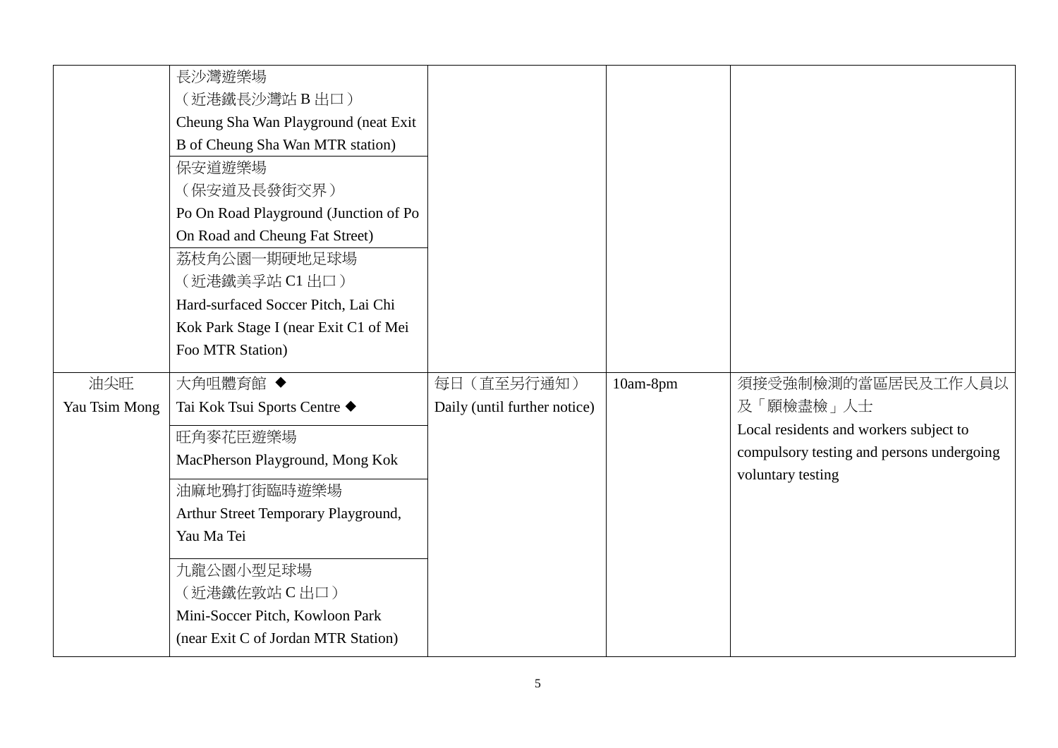| | | | | |
|---|---|---|---|---|
| | 長沙灣遊樂場<br>（近港鐵長沙灣站 B 出口）<br>Cheung Sha Wan Playground (neat Exit B of Cheung Sha Wan MTR station) | | | |
| | 保安道遊樂場<br>（保安道及長發街交界）<br>Po On Road Playground (Junction of Po On Road and Cheung Fat Street) | | | |
| | 荔枝角公園一期硬地足球場<br>（近港鐵美孚站 C1 出口）<br>Hard-surfaced Soccer Pitch, Lai Chi Kok Park Stage I (near Exit C1 of Mei Foo MTR Station) | | | |
| 油尖旺<br>Yau Tsim Mong | 大角咀體育館 ◆<br>Tai Kok Tsui Sports Centre ◆ | 每日（直至另行通知）<br>Daily (until further notice) | 10am-8pm | 須接受強制檢測的當區居民及工作人員以及「願檢盡檢」人士<br>Local residents and workers subject to compulsory testing and persons undergoing voluntary testing |
| | 旺角麥花臣遊樂場<br>MacPherson Playground, Mong Kok | | | |
| | 油麻地鴉打街臨時遊樂場<br>Arthur Street Temporary Playground, Yau Ma Tei | | | |
| | 九龍公園小型足球場<br>（近港鐵佐敦站 C 出口）<br>Mini-Soccer Pitch, Kowloon Park (near Exit C of Jordan MTR Station) | | | |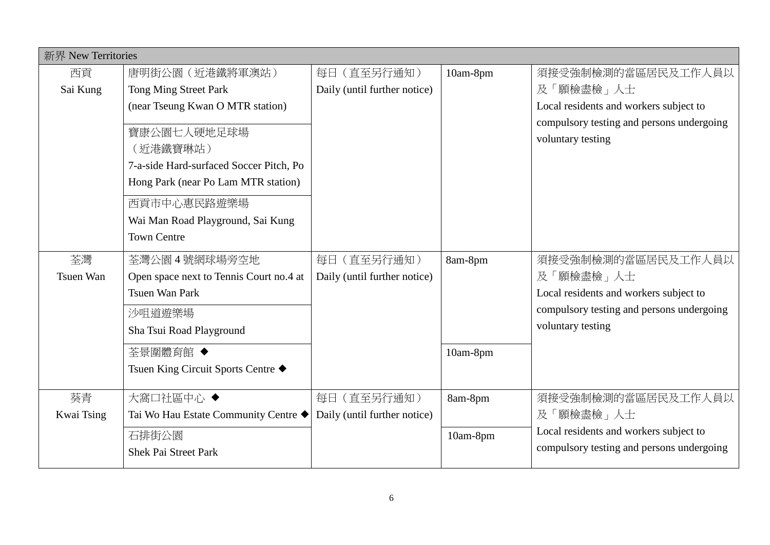| 新界 New Territories | | | | |
|---|---|---|---|---|
| 西貢<br>Sai Kung | 唐明街公園（近港鐵將軍澳站）<br>Tong Ming Street Park<br>(near Tseung Kwan O MTR station) | 每日（直至另行通知）<br>Daily (until further notice) | 10am-8pm | 須接受強制檢測的當區居民及工作人員以及「願檢盡檢」人士<br>Local residents and workers subject to compulsory testing and persons undergoing voluntary testing |
| | 寶康公園七人硬地足球場<br>（近港鐵寶琳站）<br>7-a-side Hard-surfaced Soccer Pitch, Po Hong Park (near Po Lam MTR station) | | | |
| | 西貢市中心惠民路遊樂場<br>Wai Man Road Playground, Sai Kung Town Centre | | | |
| 荃灣<br>Tsuen Wan | 荃灣公園 4 號網球場旁空地<br>Open space next to Tennis Court no.4 at Tsuen Wan Park | 每日（直至另行通知）<br>Daily (until further notice) | 8am-8pm | 須接受強制檢測的當區居民及工作人員以及「願檢盡檢」人士<br>Local residents and workers subject to compulsory testing and persons undergoing voluntary testing |
| | 沙咀道遊樂場<br>Sha Tsui Road Playground | | | |
| | 荃景圍體育館 ◆<br>Tsuen King Circuit Sports Centre ◆ | | 10am-8pm | |
| 葵青<br>Kwai Tsing | 大窩口社區中心 ◆<br>Tai Wo Hau Estate Community Centre ◆ | 每日（直至另行通知）<br>Daily (until further notice) | 8am-8pm | 須接受強制檢測的當區居民及工作人員以及「願檢盡檢」人士<br>Local residents and workers subject to compulsory testing and persons undergoing |
| | 石排街公園<br>Shek Pai Street Park | | 10am-8pm | |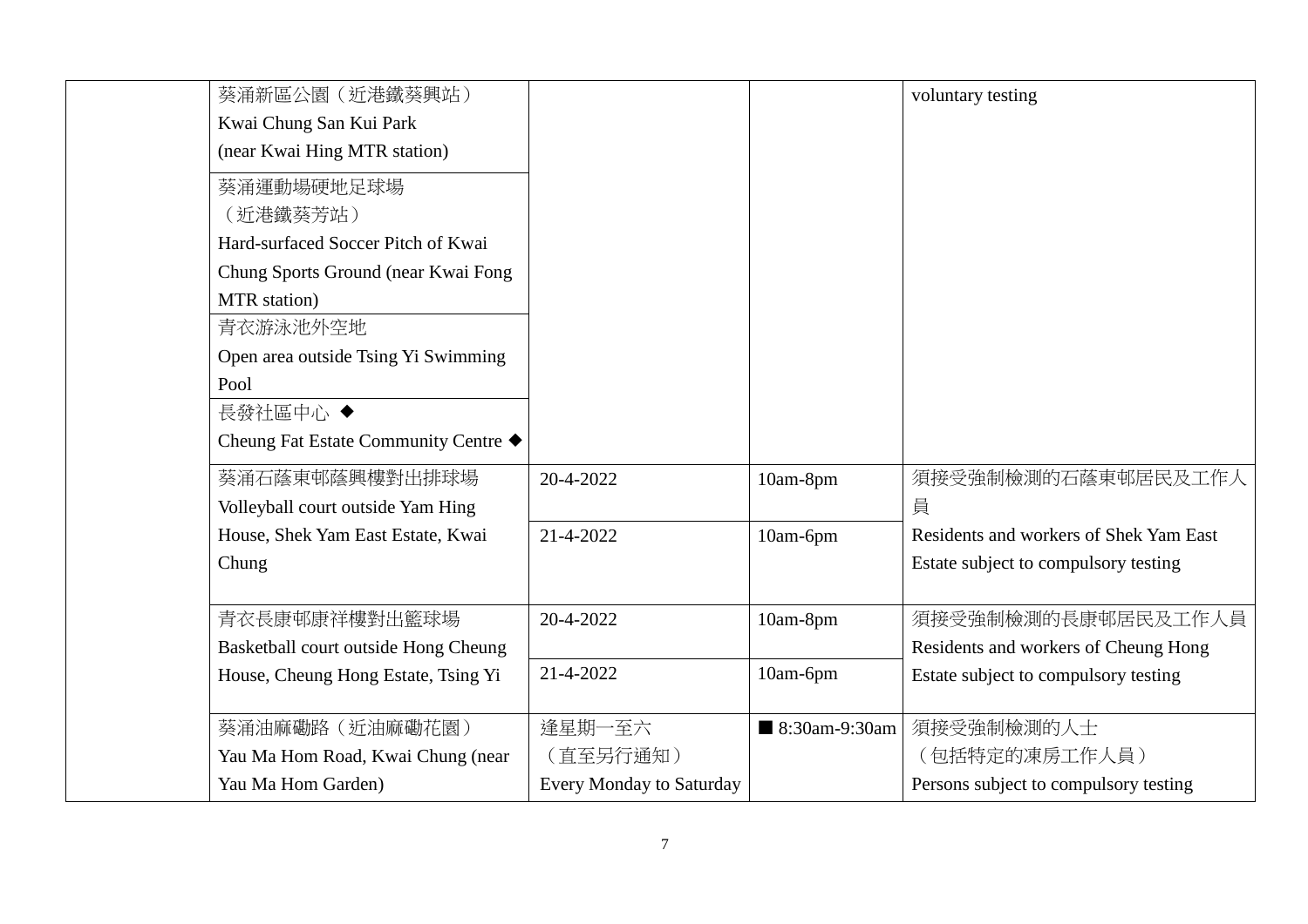| | | | | |
|---|---|---|---|---|
| | 葵涌新區公園（近港鐵葵興站）<br>Kwai Chung San Kui Park<br>(near Kwai Hing MTR station) | | | voluntary testing |
| | 葵涌運動場硬地足球場<br>（近港鐵葵芳站）<br>Hard-surfaced Soccer Pitch of Kwai Chung Sports Ground (near Kwai Fong MTR station) | | | |
| | 青衣游泳池外空地<br>Open area outside Tsing Yi Swimming Pool | | | |
| | 長發社區中心 ◆<br>Cheung Fat Estate Community Centre ◆ | | | |
| | 葵涌石蔭東邨蔭興樓對出排球場<br>Volleyball court outside Yam Hing House, Shek Yam East Estate, Kwai Chung | 20-4-2022 | 10am-8pm | 須接受強制檢測的石蔭東邨居民及工作人員<br>Residents and workers of Shek Yam East Estate subject to compulsory testing |
| | | 21-4-2022 | 10am-6pm | |
| | 青衣長康邨康祥樓對出籃球場<br>Basketball court outside Hong Cheung House, Cheung Hong Estate, Tsing Yi | 20-4-2022 | 10am-8pm | 須接受強制檢測的長康邨居民及工作人員<br>Residents and workers of Cheung Hong Estate subject to compulsory testing |
| | | 21-4-2022 | 10am-6pm | |
| | 葵涌油麻磡路（近油麻磡花園）<br>Yau Ma Hom Road, Kwai Chung (near Yau Ma Hom Garden) | 逢星期一至六<br>（直至另行通知）<br>Every Monday to Saturday | ■ 8:30am-9:30am | 須接受強制檢測的人士<br>（包括特定的凍房工作人員）<br>Persons subject to compulsory testing |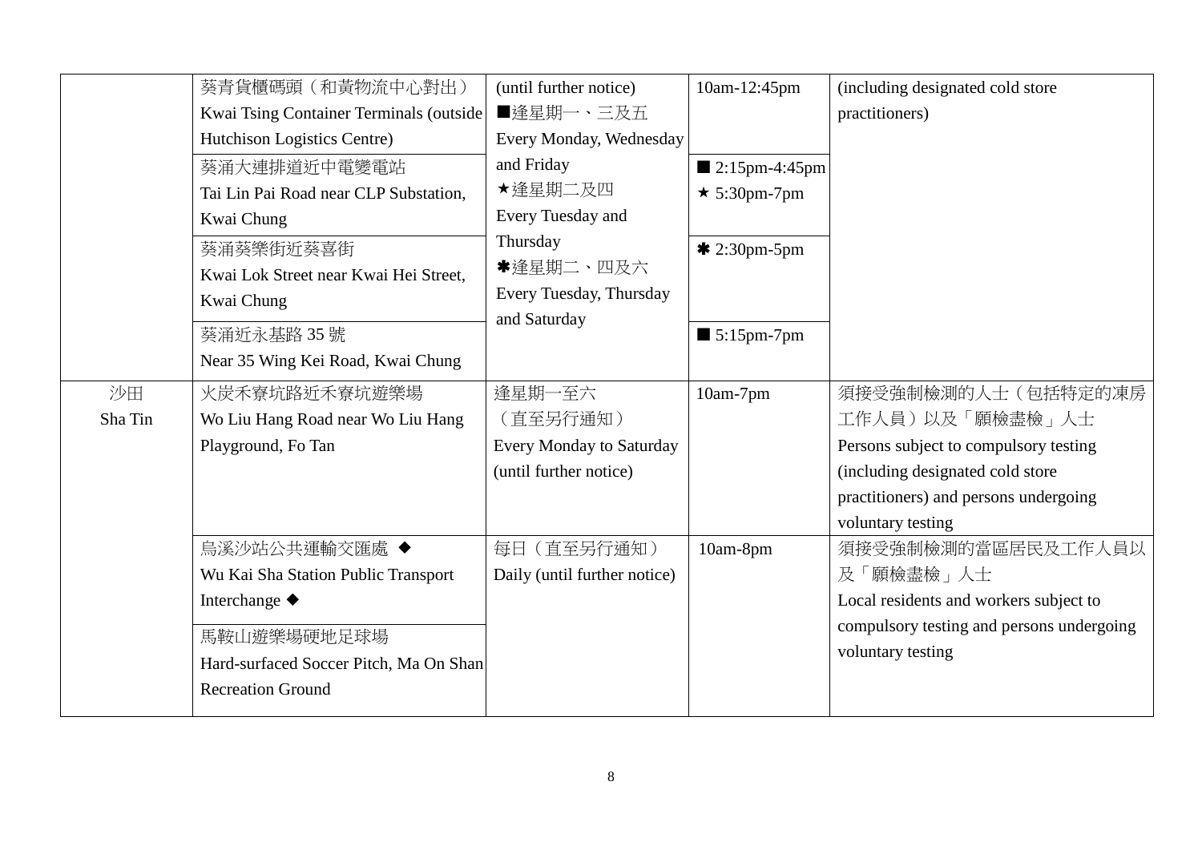| | | | | |
|---|---|---|---|---|
| | 葵青貨櫃碼頭（和黃物流中心對出）<br>Kwai Tsing Container Terminals (outside Hutchison Logistics Centre) | (until further notice)<br>■逢星期一、三及五<br>Every Monday, Wednesday and Friday<br>★逢星期二及四<br>Every Tuesday and Thursday<br>✱逢星期二、四及六<br>Every Tuesday, Thursday and Saturday | 10am-12:45pm | (including designated cold store practitioners) |
| | 葵涌大連排道近中電變電站<br>Tai Lin Pai Road near CLP Substation, Kwai Chung | | ■ 2:15pm-4:45pm<br>★ 5:30pm-7pm | |
| | 葵涌葵樂街近葵喜街<br>Kwai Lok Street near Kwai Hei Street, Kwai Chung | | ✱ 2:30pm-5pm | |
| | 葵涌近永基路 35 號<br>Near 35 Wing Kei Road, Kwai Chung | | ■ 5:15pm-7pm | |
| 沙田<br>Sha Tin | 火炭禾寮坑路近禾寮坑遊樂場<br>Wo Liu Hang Road near Wo Liu Hang Playground, Fo Tan | 逢星期一至六<br>（直至另行通知）<br>Every Monday to Saturday (until further notice) | 10am-7pm | 須接受強制檢測的人士（包括特定的凍房工作人員）以及「願檢盡檢」人士<br>Persons subject to compulsory testing (including designated cold store practitioners) and persons undergoing voluntary testing |
| | 烏溪沙站公共運輸交匯處 ◆<br>Wu Kai Sha Station Public Transport Interchange ◆ | 每日（直至另行通知）<br>Daily (until further notice) | 10am-8pm | 須接受強制檢測的當區居民及工作人員以及「願檢盡檢」人士<br>Local residents and workers subject to compulsory testing and persons undergoing voluntary testing |
| | 馬鞍山遊樂場硬地足球場<br>Hard-surfaced Soccer Pitch, Ma On Shan Recreation Ground | | | |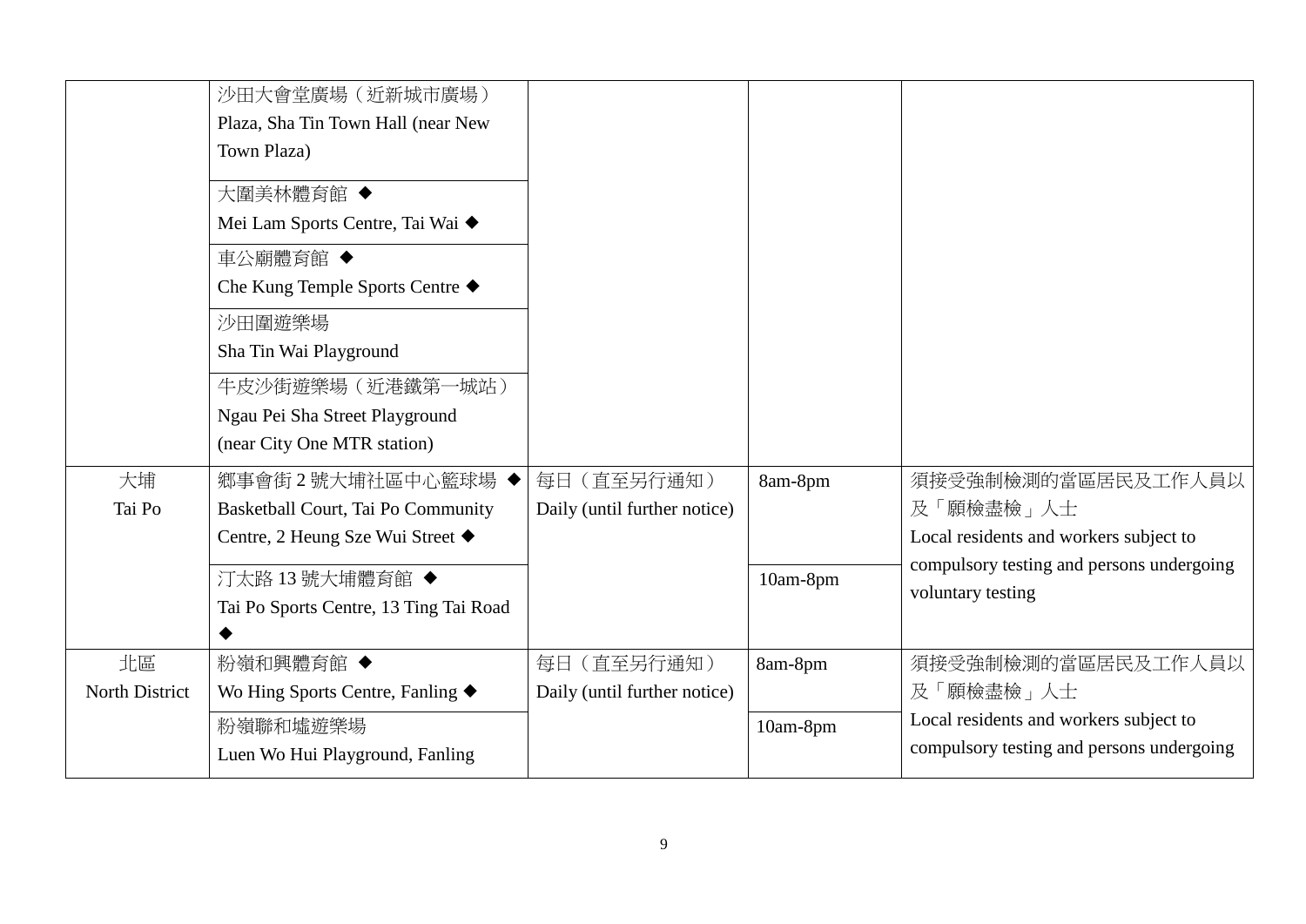| | | | | |
|---|---|---|---|---|
| | 沙田大會堂廣場（近新城市廣場）<br>Plaza, Sha Tin Town Hall (near New Town Plaza) | | | |
| | 大圍美林體育館 ◆<br>Mei Lam Sports Centre, Tai Wai ◆ | | | |
| | 車公廟體育館 ◆<br>Che Kung Temple Sports Centre ◆ | | | |
| | 沙田圍遊樂場<br>Sha Tin Wai Playground | | | |
| | 牛皮沙街遊樂場（近港鐵第一城站）<br>Ngau Pei Sha Street Playground (near City One MTR station) | | | |
| 大埔<br>Tai Po | 鄉事會街 2 號大埔社區中心籃球場 ◆<br>Basketball Court, Tai Po Community Centre, 2 Heung Sze Wui Street ◆ | 每日（直至另行通知）<br>Daily (until further notice) | 8am-8pm | 須接受強制檢測的當區居民及工作人員以及「願檢盡檢」人士<br>Local residents and workers subject to compulsory testing and persons undergoing voluntary testing |
| | 汀太路 13 號大埔體育館 ◆<br>Tai Po Sports Centre, 13 Ting Tai Road ◆ | | 10am-8pm | |
| 北區<br>North District | 粉嶺和興體育館 ◆<br>Wo Hing Sports Centre, Fanling ◆ | 每日（直至另行通知）<br>Daily (until further notice) | 8am-8pm | 須接受強制檢測的當區居民及工作人員以及「願檢盡檢」人士<br>Local residents and workers subject to compulsory testing and persons undergoing |
| | 粉嶺聯和墟遊樂場<br>Luen Wo Hui Playground, Fanling | | 10am-8pm | |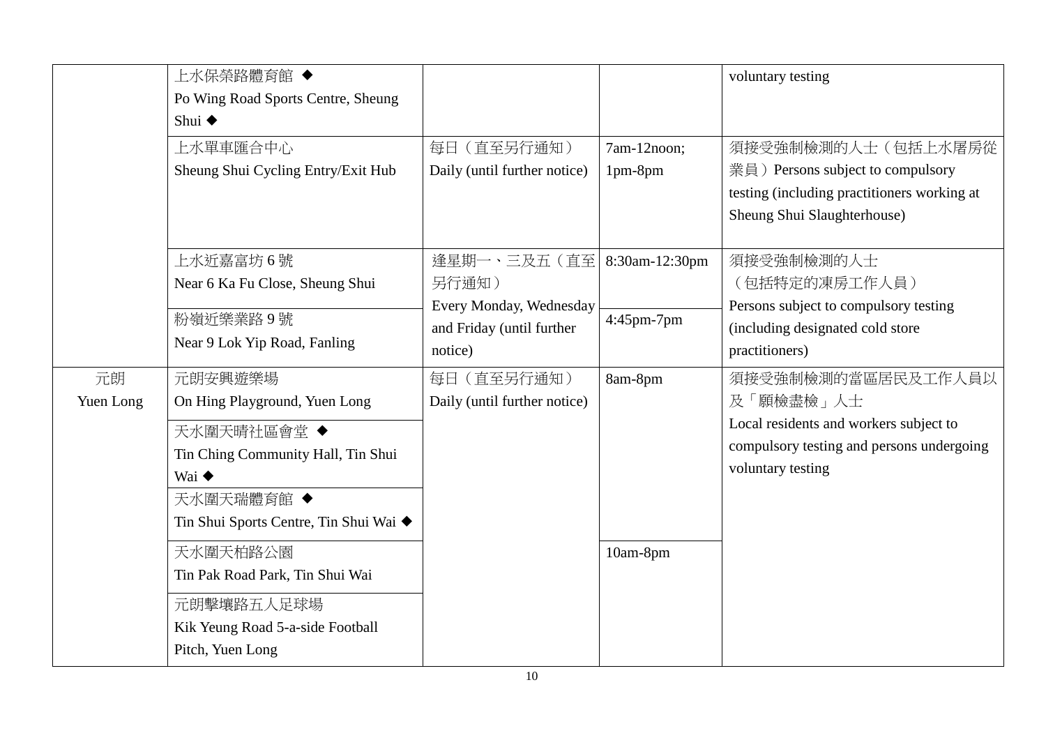| | | | | |
|---|---|---|---|---|
| | 上水保榮路體育館 ◆<br>Po Wing Road Sports Centre, Sheung Shui ◆ | | | voluntary testing |
| | 上水單車匯合中心<br>Sheung Shui Cycling Entry/Exit Hub | 每日（直至另行通知）<br>Daily (until further notice) | 7am-12noon;<br>1pm-8pm | 須接受強制檢測的人士（包括上水屠房從業員）Persons subject to compulsory testing (including practitioners working at Sheung Shui Slaughterhouse) |
| | 上水近嘉富坊 6 號<br>Near 6 Ka Fu Close, Sheung Shui | 逢星期一、三及五（直至另行通知）<br>Every Monday, Wednesday and Friday (until further notice) | 8:30am-12:30pm | 須接受強制檢測的人士<br>（包括特定的凍房工作人員）<br>Persons subject to compulsory testing (including designated cold store practitioners) |
| | 粉嶺近樂業路 9 號<br>Near 9 Lok Yip Road, Fanling | | 4:45pm-7pm | |
| 元朗<br>Yuen Long | 元朗安興遊樂場<br>On Hing Playground, Yuen Long | 每日（直至另行通知）<br>Daily (until further notice) | 8am-8pm | 須接受強制檢測的當區居民及工作人員以及「願檢盡檢」人士<br>Local residents and workers subject to compulsory testing and persons undergoing voluntary testing |
| | 天水圍天晴社區會堂 ◆<br>Tin Ching Community Hall, Tin Shui Wai ◆ | | | |
| | 天水圍天瑞體育館 ◆<br>Tin Shui Sports Centre, Tin Shui Wai ◆ | | | |
| | 天水圍天柏路公園<br>Tin Pak Road Park, Tin Shui Wai | | 10am-8pm | |
| | 元朗擊壤路五人足球場<br>Kik Yeung Road 5-a-side Football Pitch, Yuen Long | | | |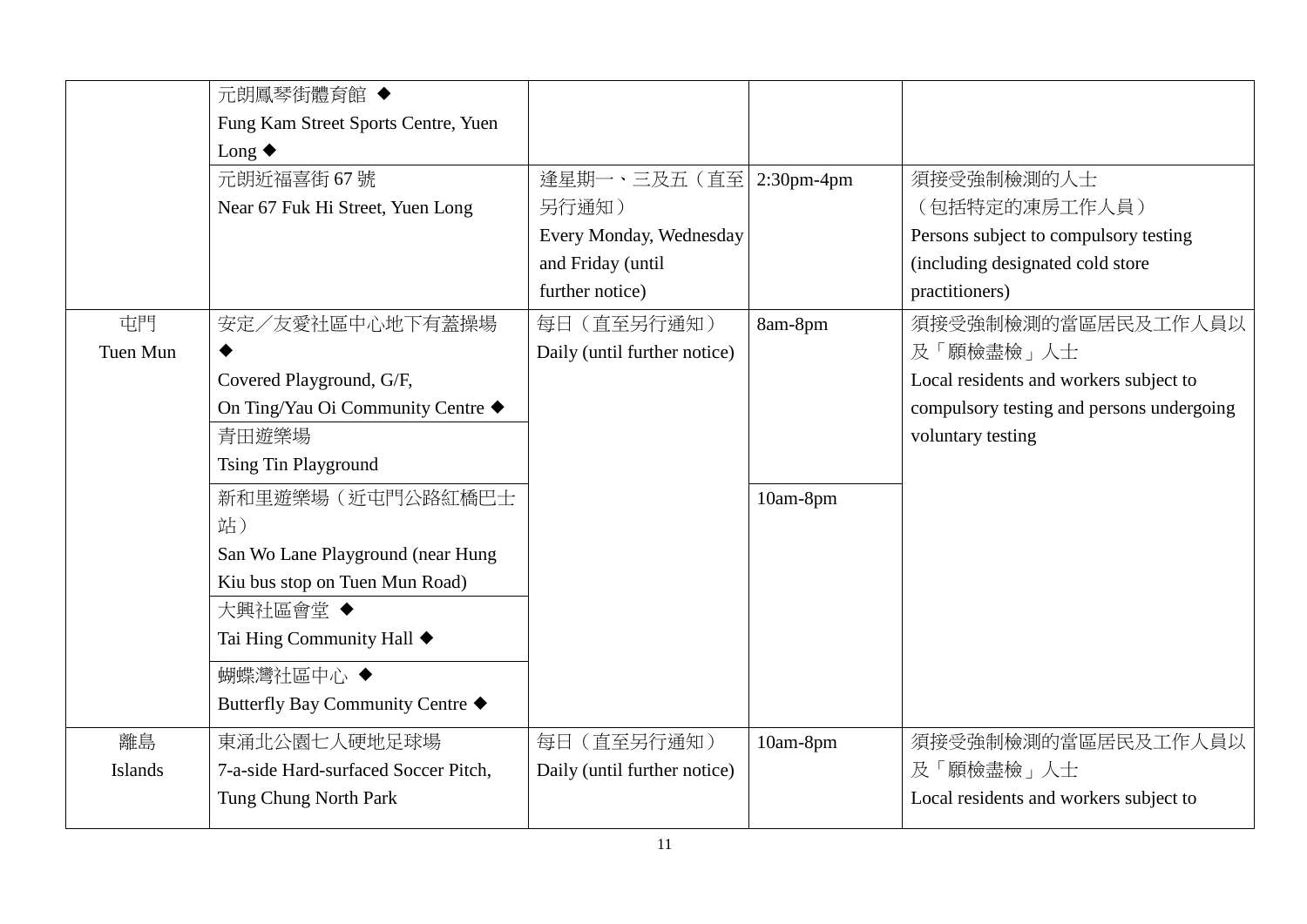| | | | | |
|---|---|---|---|---|
| | 元朗鳳琴街體育館 ◆<br>Fung Kam Street Sports Centre, Yuen Long ◆ | | | |
| | 元朗近福喜街 67 號<br>Near 67 Fuk Hi Street, Yuen Long | 逢星期一、三及五（直至另行通知）<br>Every Monday, Wednesday and Friday (until further notice) | 2:30pm-4pm | 須接受強制檢測的人士（包括特定的凍房工作人員）<br>Persons subject to compulsory testing (including designated cold store practitioners) |
| 屯門<br>Tuen Mun | 安定／友愛社區中心地下有蓋操場 ◆<br>Covered Playground, G/F, On Ting/Yau Oi Community Centre ◆ | 每日（直至另行通知）<br>Daily (until further notice) | 8am-8pm | 須接受強制檢測的當區居民及工作人員以及「願檢盡檢」人士<br>Local residents and workers subject to compulsory testing and persons undergoing voluntary testing |
| | 青田遊樂場<br>Tsing Tin Playground | | | |
| | 新和里遊樂場（近屯門公路紅橋巴士站）<br>San Wo Lane Playground (near Hung Kiu bus stop on Tuen Mun Road) | | 10am-8pm | |
| | 大興社區會堂 ◆<br>Tai Hing Community Hall ◆ | | | |
| | 蝴蝶灣社區中心 ◆<br>Butterfly Bay Community Centre ◆ | | | |
| 離島<br>Islands | 東涌北公園七人硬地足球場<br>7-a-side Hard-surfaced Soccer Pitch, Tung Chung North Park | 每日（直至另行通知）<br>Daily (until further notice) | 10am-8pm | 須接受強制檢測的當區居民及工作人員以及「願檢盡檢」人士<br>Local residents and workers subject to |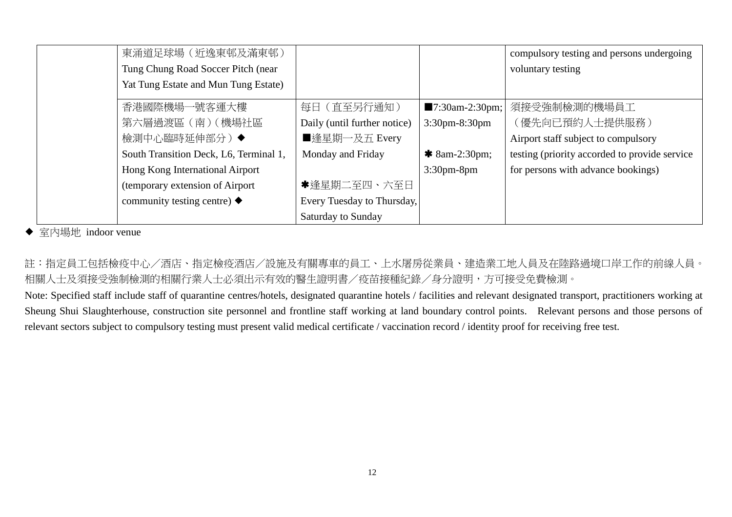| | | | | |
|---|---|---|---|---|
| | 東涌道足球場（近逸東邨及滿東邨）<br>Tung Chung Road Soccer Pitch (near Yat Tung Estate and Mun Tung Estate) | | | compulsory testing and persons undergoing voluntary testing |
| | 香港國際機場一號客運大樓第六層過渡區（南）（機場社區檢測中心臨時延伸部分）◆<br>South Transition Deck, L6, Terminal 1, Hong Kong International Airport (temporary extension of Airport community testing centre) ◆ | 每日（直至另行通知）<br>Daily (until further notice)<br>■逢星期一及五 Every Monday and Friday<br>✱逢星期二至四、六至日<br>Every Tuesday to Thursday, Saturday to Sunday | ■7:30am-2:30pm; 3:30pm-8:30pm<br>✱ 8am-2:30pm; 3:30pm-8pm | 須接受強制檢測的機場員工（優先向已預約人士提供服務）<br>Airport staff subject to compulsory testing (priority accorded to provide service for persons with advance bookings) |

◆ 室內場地 indoor venue

註：指定員工包括檢疫中心／酒店、指定檢疫酒店／設施及有關專車的員工、上水屠房從業員、建造業工地人員及在陸路過境口岸工作的前線人員。相關人士及須接受強制檢測的相關行業人士必須出示有效的醫生證明書／疫苗接種紀錄／身分證明，方可接受免費檢測。

Note: Specified staff include staff of quarantine centres/hotels, designated quarantine hotels / facilities and relevant designated transport, practitioners working at Sheung Shui Slaughterhouse, construction site personnel and frontline staff working at land boundary control points. Relevant persons and those persons of relevant sectors subject to compulsory testing must present valid medical certificate / vaccination record / identity proof for receiving free test.